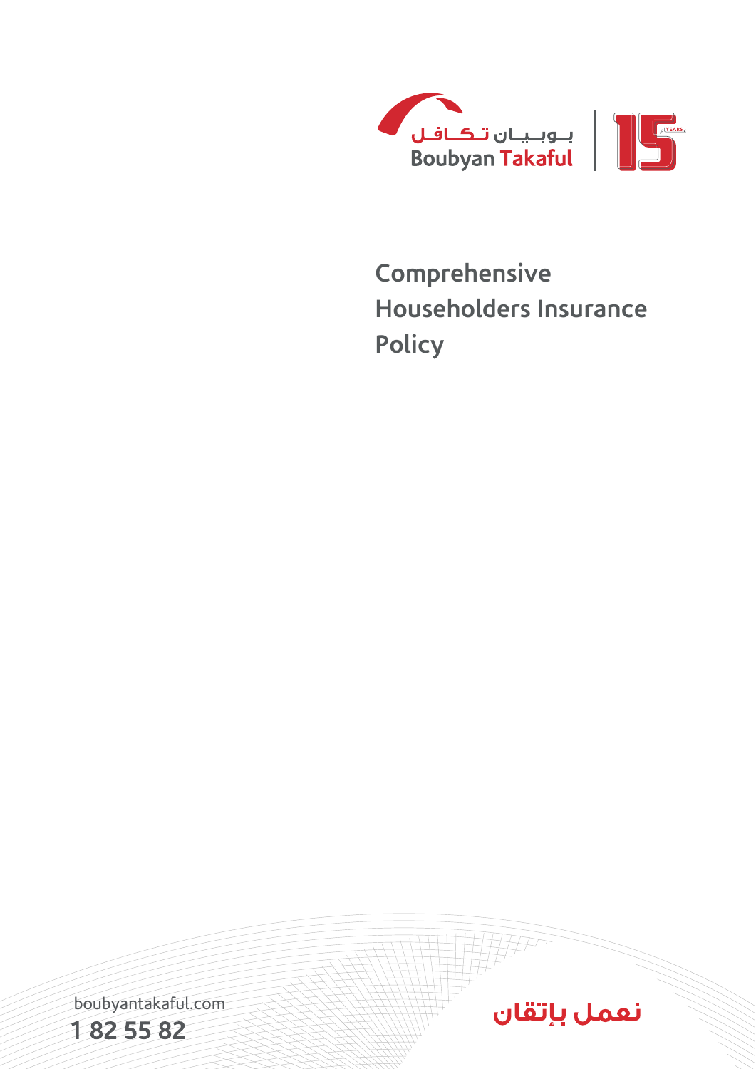بـوبـيـان تـكـافـل
Boubyan Takaful

15 YEARS

# Comprehensive Householders Insurance Policy

boubyantakaful.com

1 82 55 82

نعمل بإتقان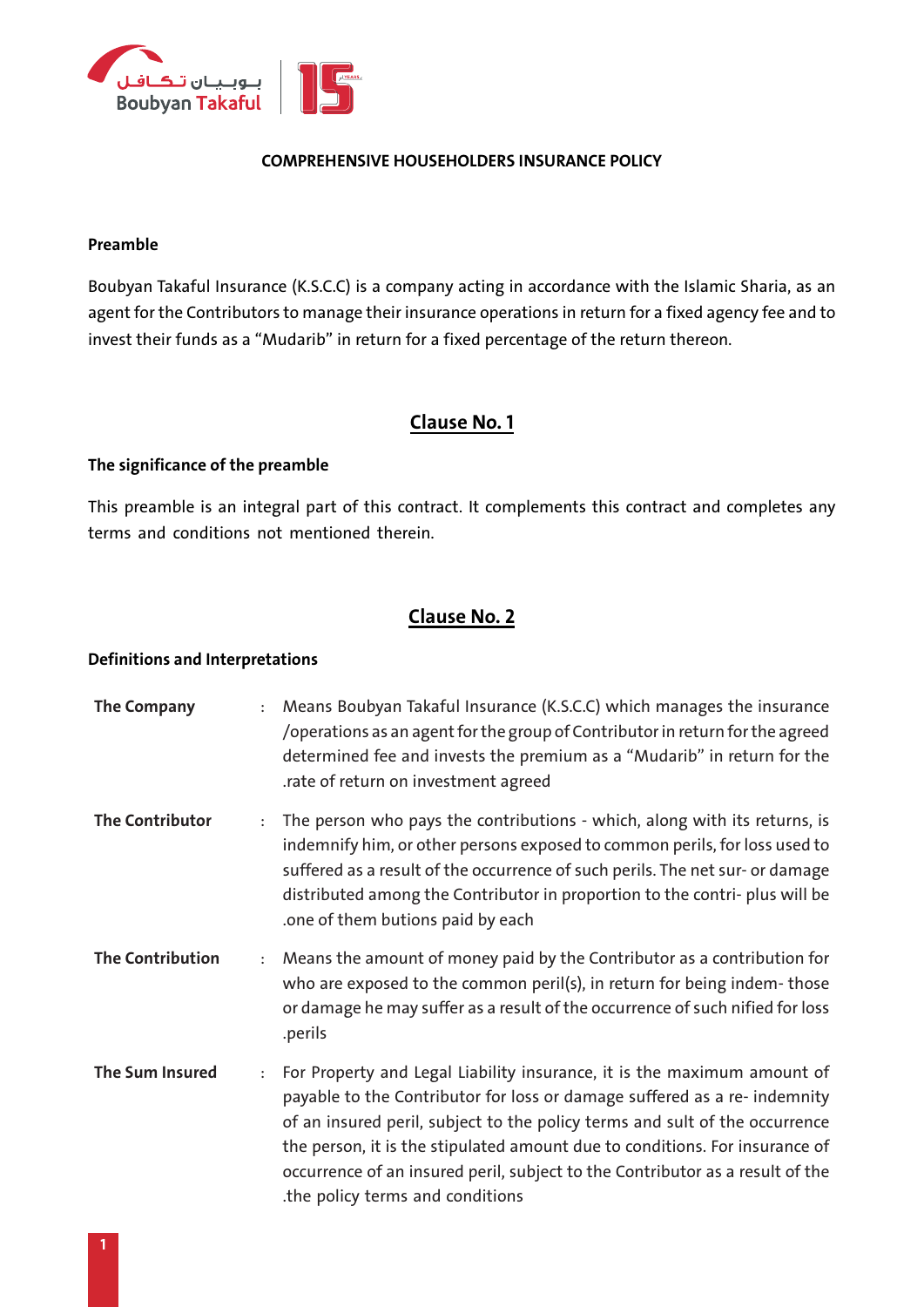**COMPREHENSIVE HOUSEHOLDERS INSURANCE POLICY**

**Preamble**

Boubyan Takaful Insurance (K.S.C.C) is a company acting in accordance with the Islamic Sharia, as an agent for the Contributors to manage their insurance operations in return for a fixed agency fee and to invest their funds as a "Mudarib" in return for a fixed percentage of the return thereon.

## Clause No. 1

**The significance of the preamble**

This preamble is an integral part of this contract. It complements this contract and completes any terms and conditions not mentioned therein.

## Clause No. 2

**Definitions and Interpretations**

| | | |
|---|---|---|
| **The Company** | : | Means Boubyan Takaful Insurance (K.S.C.C) which manages the insurance /operations as an agent for the group of Contributor in return for the agreed determined fee and invests the premium as a "Mudarib" in return for the .rate of return on investment agreed |
| **The Contributor** | : | The person who pays the contributions - which, along with its returns, is indemnify him, or other persons exposed to common perils, for loss used to suffered as a result of the occurrence of such perils. The net sur- or damage distributed among the Contributor in proportion to the contri- plus will be .one of them butions paid by each |
| **The Contribution** | : | Means the amount of money paid by the Contributor as a contribution for who are exposed to the common peril(s), in return for being indem- those or damage he may suffer as a result of the occurrence of such nified for loss .perils |
| **The Sum Insured** | : | For Property and Legal Liability insurance, it is the maximum amount of payable to the Contributor for loss or damage suffered as a re- indemnity of an insured peril, subject to the policy terms and sult of the occurrence the person, it is the stipulated amount due to conditions. For insurance of occurrence of an insured peril, subject to the Contributor as a result of the .the policy terms and conditions |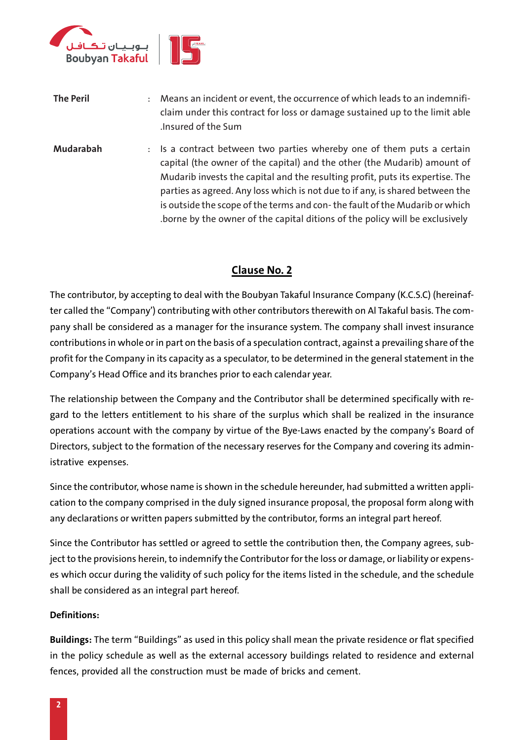**The Peril** : Means an incident or event, the occurrence of which leads to an indemnifi- claim under this contract for loss or damage sustained up to the limit able .Insured of the Sum

**Mudarabah** : Is a contract between two parties whereby one of them puts a certain capital (the owner of the capital) and the other (the Mudarib) amount of Mudarib invests the capital and the resulting profit, puts its expertise. The parties as agreed. Any loss which is not due to if any, is shared between the is outside the scope of the terms and con- the fault of the Mudarib or which .borne by the owner of the capital ditions of the policy will be exclusively

## Clause No. 2

The contributor, by accepting to deal with the Boubyan Takaful Insurance Company (K.C.S.C) (hereinafter called the "Company') contributing with other contributors therewith on Al Takaful basis. The company shall be considered as a manager for the insurance system. The company shall invest insurance contributions in whole or in part on the basis of a speculation contract, against a prevailing share of the profit for the Company in its capacity as a speculator, to be determined in the general statement in the Company's Head Office and its branches prior to each calendar year.

The relationship between the Company and the Contributor shall be determined specifically with regard to the letters entitlement to his share of the surplus which shall be realized in the insurance operations account with the company by virtue of the Bye-Laws enacted by the company's Board of Directors, subject to the formation of the necessary reserves for the Company and covering its administrative expenses.

Since the contributor, whose name is shown in the schedule hereunder, had submitted a written application to the company comprised in the duly signed insurance proposal, the proposal form along with any declarations or written papers submitted by the contributor, forms an integral part hereof.

Since the Contributor has settled or agreed to settle the contribution then, the Company agrees, subject to the provisions herein, to indemnify the Contributor for the loss or damage, or liability or expenses which occur during the validity of such policy for the items listed in the schedule, and the schedule shall be considered as an integral part hereof.

**Definitions:**

**Buildings:** The term "Buildings" as used in this policy shall mean the private residence or flat specified in the policy schedule as well as the external accessory buildings related to residence and external fences, provided all the construction must be made of bricks and cement.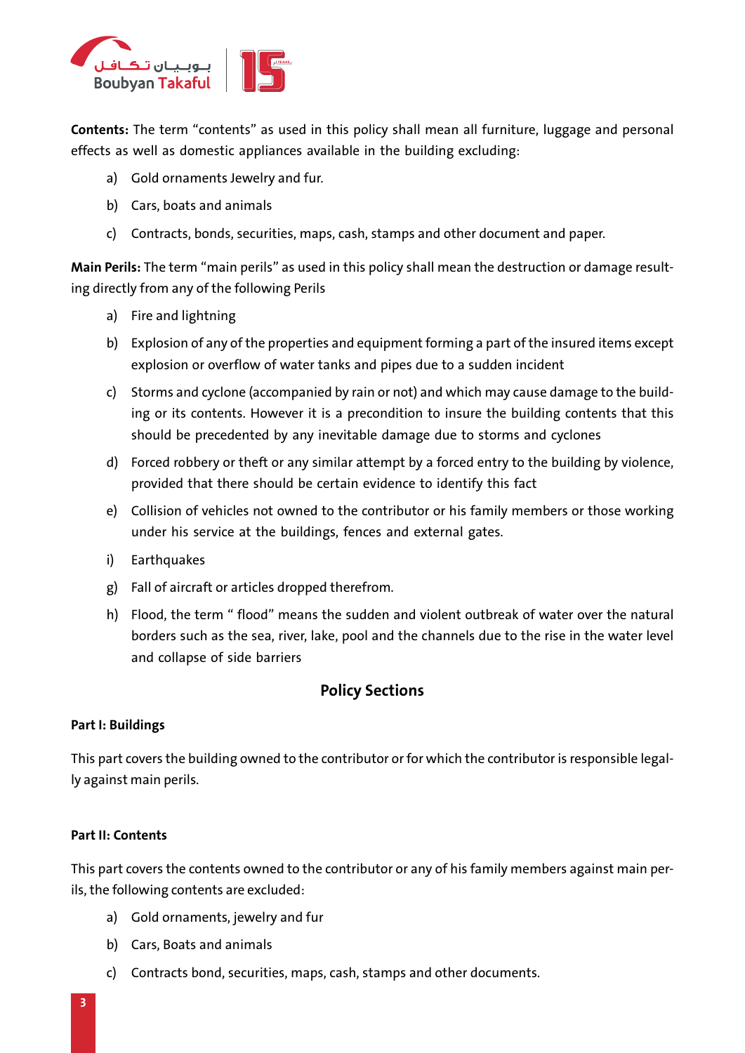**Contents:** The term "contents" as used in this policy shall mean all furniture, luggage and personal effects as well as domestic appliances available in the building excluding:

a) Gold ornaments Jewelry and fur.

b) Cars, boats and animals

c) Contracts, bonds, securities, maps, cash, stamps and other document and paper.

**Main Perils:** The term "main perils" as used in this policy shall mean the destruction or damage resulting directly from any of the following Perils

a) Fire and lightning

b) Explosion of any of the properties and equipment forming a part of the insured items except explosion or overflow of water tanks and pipes due to a sudden incident

c) Storms and cyclone (accompanied by rain or not) and which may cause damage to the building or its contents. However it is a precondition to insure the building contents that this should be precedented by any inevitable damage due to storms and cyclones

d) Forced robbery or theft or any similar attempt by a forced entry to the building by violence, provided that there should be certain evidence to identify this fact

e) Collision of vehicles not owned to the contributor or his family members or those working under his service at the buildings, fences and external gates.

i) Earthquakes

g) Fall of aircraft or articles dropped therefrom.

h) Flood, the term " flood" means the sudden and violent outbreak of water over the natural borders such as the sea, river, lake, pool and the channels due to the rise in the water level and collapse of side barriers

## Policy Sections

**Part I: Buildings**

This part covers the building owned to the contributor or for which the contributor is responsible legally against main perils.

**Part II: Contents**

This part covers the contents owned to the contributor or any of his family members against main perils, the following contents are excluded:

a) Gold ornaments, jewelry and fur

b) Cars, Boats and animals

c) Contracts bond, securities, maps, cash, stamps and other documents.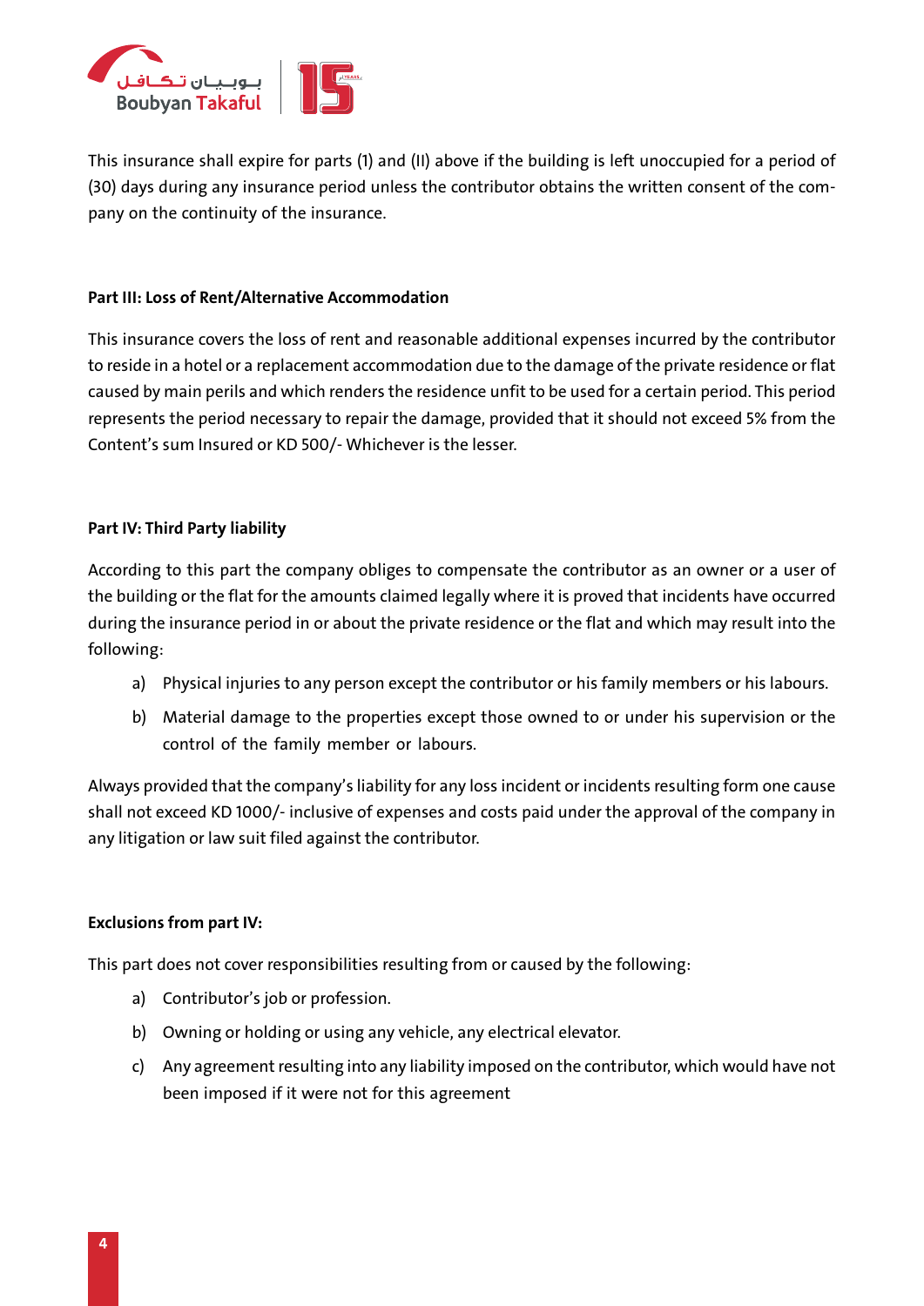This insurance shall expire for parts (1) and (II) above if the building is left unoccupied for a period of (30) days during any insurance period unless the contributor obtains the written consent of the company on the continuity of the insurance.

**Part III: Loss of Rent/Alternative Accommodation**

This insurance covers the loss of rent and reasonable additional expenses incurred by the contributor to reside in a hotel or a replacement accommodation due to the damage of the private residence or flat caused by main perils and which renders the residence unfit to be used for a certain period. This period represents the period necessary to repair the damage, provided that it should not exceed 5% from the Content's sum Insured or KD 500/- Whichever is the lesser.

**Part IV: Third Party liability**

According to this part the company obliges to compensate the contributor as an owner or a user of the building or the flat for the amounts claimed legally where it is proved that incidents have occurred during the insurance period in or about the private residence or the flat and which may result into the following:

a) Physical injuries to any person except the contributor or his family members or his labours.

b) Material damage to the properties except those owned to or under his supervision or the control of the family member or labours.

Always provided that the company's liability for any loss incident or incidents resulting form one cause shall not exceed KD 1000/- inclusive of expenses and costs paid under the approval of the company in any litigation or law suit filed against the contributor.

**Exclusions from part IV:**

This part does not cover responsibilities resulting from or caused by the following:

a) Contributor's job or profession.

b) Owning or holding or using any vehicle, any electrical elevator.

c) Any agreement resulting into any liability imposed on the contributor, which would have not been imposed if it were not for this agreement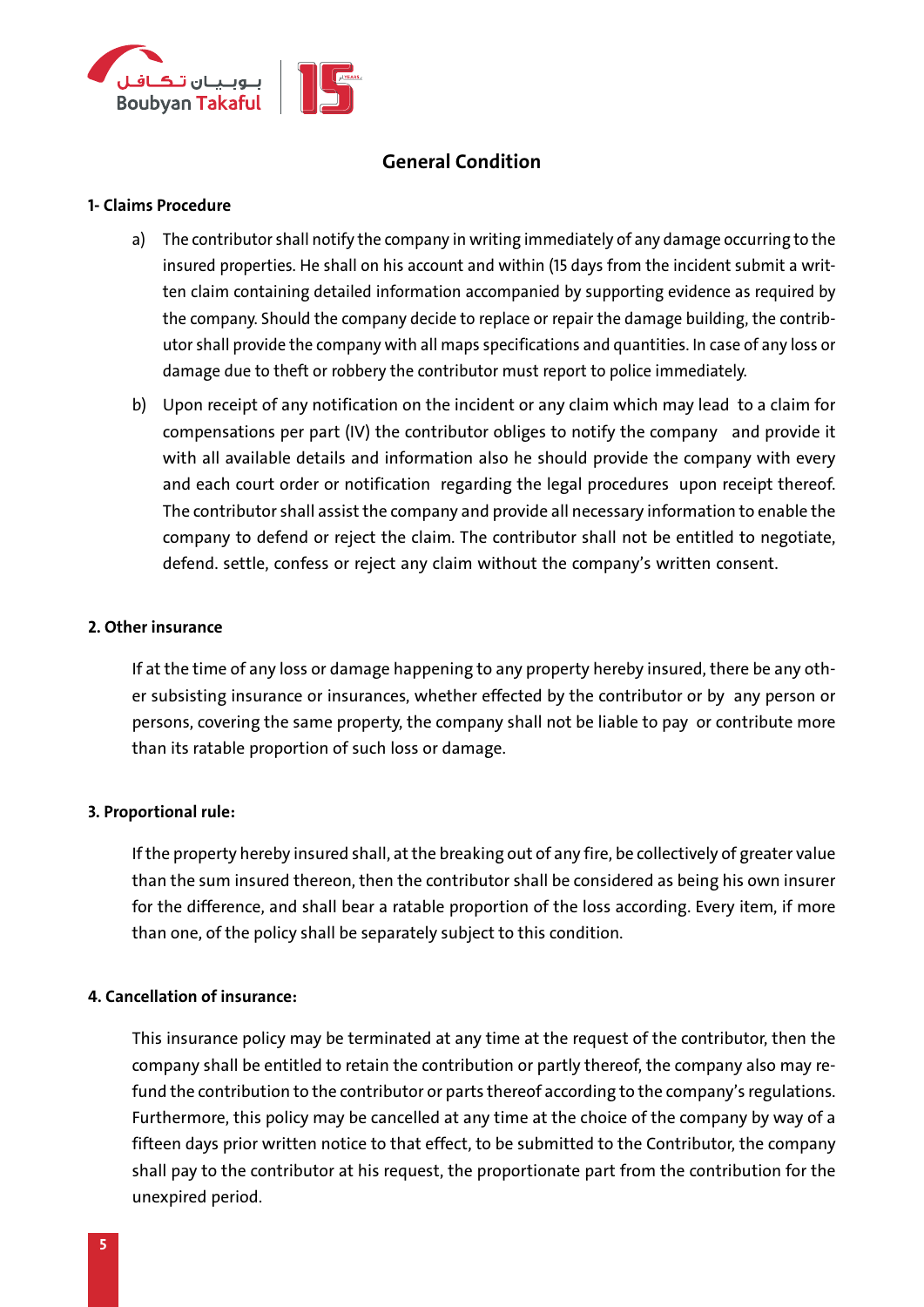## General Condition

**1- Claims Procedure**

a) The contributor shall notify the company in writing immediately of any damage occurring to the insured properties. He shall on his account and within (15 days from the incident submit a written claim containing detailed information accompanied by supporting evidence as required by the company. Should the company decide to replace or repair the damage building, the contributor shall provide the company with all maps specifications and quantities. In case of any loss or damage due to theft or robbery the contributor must report to police immediately.

b) Upon receipt of any notification on the incident or any claim which may lead to a claim for compensations per part (IV) the contributor obliges to notify the company and provide it with all available details and information also he should provide the company with every and each court order or notification regarding the legal procedures upon receipt thereof. The contributor shall assist the company and provide all necessary information to enable the company to defend or reject the claim. The contributor shall not be entitled to negotiate, defend. settle, confess or reject any claim without the company's written consent.

**2. Other insurance**

If at the time of any loss or damage happening to any property hereby insured, there be any other subsisting insurance or insurances, whether effected by the contributor or by any person or persons, covering the same property, the company shall not be liable to pay or contribute more than its ratable proportion of such loss or damage.

**3. Proportional rule:**

If the property hereby insured shall, at the breaking out of any fire, be collectively of greater value than the sum insured thereon, then the contributor shall be considered as being his own insurer for the difference, and shall bear a ratable proportion of the loss according. Every item, if more than one, of the policy shall be separately subject to this condition.

**4. Cancellation of insurance:**

This insurance policy may be terminated at any time at the request of the contributor, then the company shall be entitled to retain the contribution or partly thereof, the company also may refund the contribution to the contributor or parts thereof according to the company's regulations. Furthermore, this policy may be cancelled at any time at the choice of the company by way of a fifteen days prior written notice to that effect, to be submitted to the Contributor, the company shall pay to the contributor at his request, the proportionate part from the contribution for the unexpired period.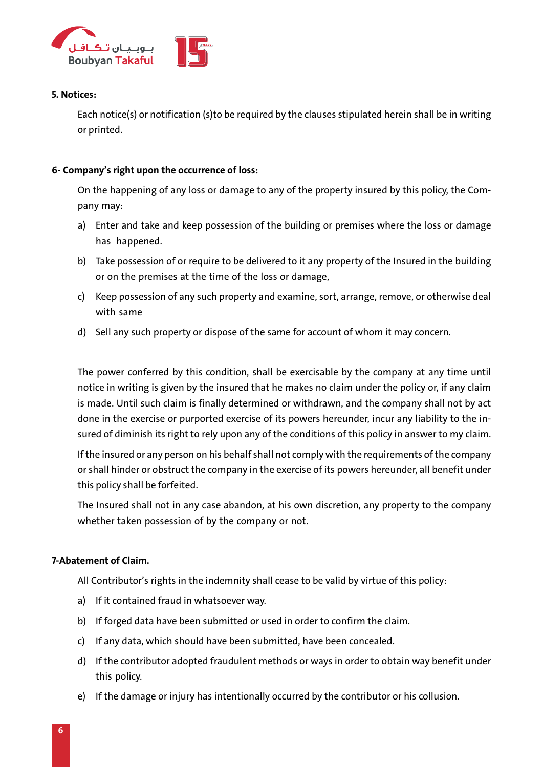**5. Notices:**

Each notice(s) or notification (s)to be required by the clauses stipulated herein shall be in writing or printed.

**6- Company's right upon the occurrence of loss:**

On the happening of any loss or damage to any of the property insured by this policy, the Company may:

a) Enter and take and keep possession of the building or premises where the loss or damage has happened.

b) Take possession of or require to be delivered to it any property of the Insured in the building or on the premises at the time of the loss or damage,

c) Keep possession of any such property and examine, sort, arrange, remove, or otherwise deal with same

d) Sell any such property or dispose of the same for account of whom it may concern.

The power conferred by this condition, shall be exercisable by the company at any time until notice in writing is given by the insured that he makes no claim under the policy or, if any claim is made. Until such claim is finally determined or withdrawn, and the company shall not by act done in the exercise or purported exercise of its powers hereunder, incur any liability to the insured of diminish its right to rely upon any of the conditions of this policy in answer to my claim.

If the insured or any person on his behalf shall not comply with the requirements of the company or shall hinder or obstruct the company in the exercise of its powers hereunder, all benefit under this policy shall be forfeited.

The Insured shall not in any case abandon, at his own discretion, any property to the company whether taken possession of by the company or not.

**7-Abatement of Claim.**

All Contributor's rights in the indemnity shall cease to be valid by virtue of this policy:

a) If it contained fraud in whatsoever way.

b) If forged data have been submitted or used in order to confirm the claim.

c) If any data, which should have been submitted, have been concealed.

d) If the contributor adopted fraudulent methods or ways in order to obtain way benefit under this policy.

e) If the damage or injury has intentionally occurred by the contributor or his collusion.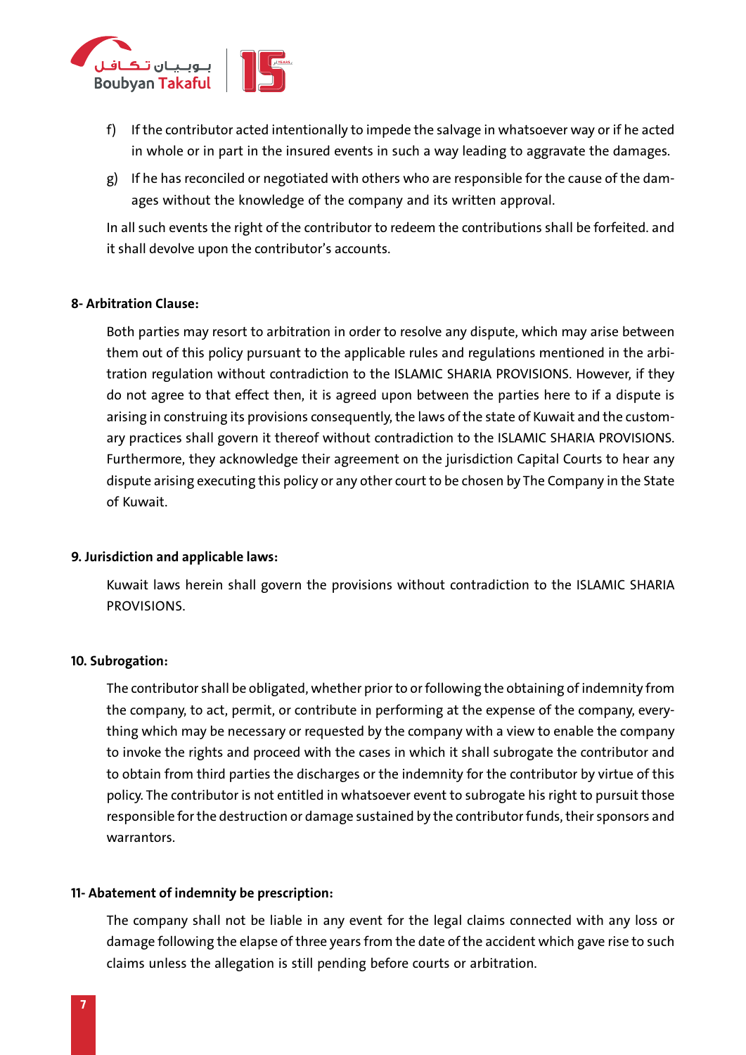f) If the contributor acted intentionally to impede the salvage in whatsoever way or if he acted in whole or in part in the insured events in such a way leading to aggravate the damages.

g) If he has reconciled or negotiated with others who are responsible for the cause of the damages without the knowledge of the company and its written approval.

In all such events the right of the contributor to redeem the contributions shall be forfeited. and it shall devolve upon the contributor's accounts.

**8- Arbitration Clause:**

Both parties may resort to arbitration in order to resolve any dispute, which may arise between them out of this policy pursuant to the applicable rules and regulations mentioned in the arbitration regulation without contradiction to the ISLAMIC SHARIA PROVISIONS. However, if they do not agree to that effect then, it is agreed upon between the parties here to if a dispute is arising in construing its provisions consequently, the laws of the state of Kuwait and the customary practices shall govern it thereof without contradiction to the ISLAMIC SHARIA PROVISIONS. Furthermore, they acknowledge their agreement on the jurisdiction Capital Courts to hear any dispute arising executing this policy or any other court to be chosen by The Company in the State of Kuwait.

**9. Jurisdiction and applicable laws:**

Kuwait laws herein shall govern the provisions without contradiction to the ISLAMIC SHARIA PROVISIONS.

**10. Subrogation:**

The contributor shall be obligated, whether prior to or following the obtaining of indemnity from the company, to act, permit, or contribute in performing at the expense of the company, everything which may be necessary or requested by the company with a view to enable the company to invoke the rights and proceed with the cases in which it shall subrogate the contributor and to obtain from third parties the discharges or the indemnity for the contributor by virtue of this policy. The contributor is not entitled in whatsoever event to subrogate his right to pursuit those responsible for the destruction or damage sustained by the contributor funds, their sponsors and warrantors.

**11- Abatement of indemnity be prescription:**

The company shall not be liable in any event for the legal claims connected with any loss or damage following the elapse of three years from the date of the accident which gave rise to such claims unless the allegation is still pending before courts or arbitration.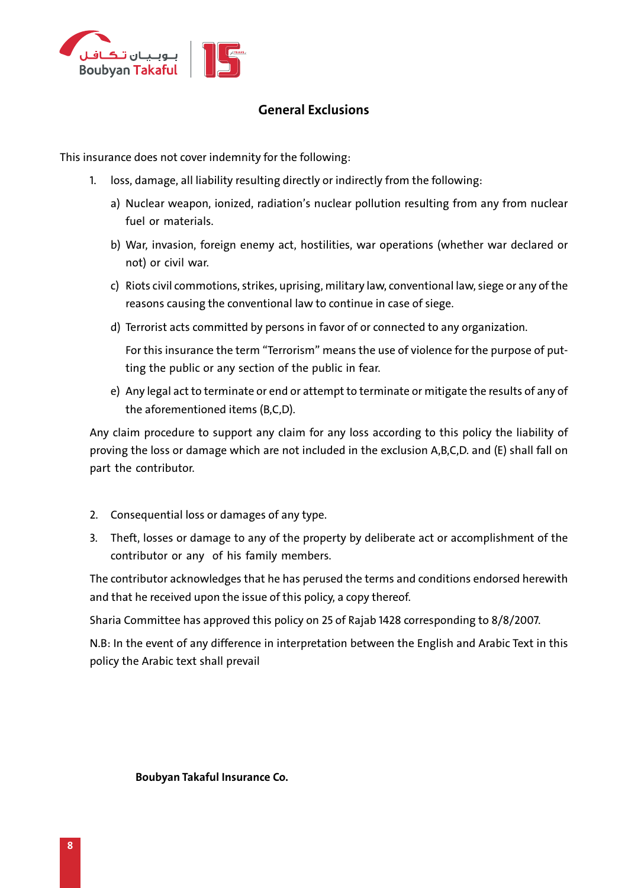## General Exclusions

This insurance does not cover indemnity for the following:

1. loss, damage, all liability resulting directly or indirectly from the following:

   a) Nuclear weapon, ionized, radiation's nuclear pollution resulting from any from nuclear fuel or materials.

   b) War, invasion, foreign enemy act, hostilities, war operations (whether war declared or not) or civil war.

   c) Riots civil commotions, strikes, uprising, military law, conventional law, siege or any of the reasons causing the conventional law to continue in case of siege.

   d) Terrorist acts committed by persons in favor of or connected to any organization.

      For this insurance the term "Terrorism" means the use of violence for the purpose of putting the public or any section of the public in fear.

   e) Any legal act to terminate or end or attempt to terminate or mitigate the results of any of the aforementioned items (B,C,D).

   Any claim procedure to support any claim for any loss according to this policy the liability of proving the loss or damage which are not included in the exclusion A,B,C,D. and (E) shall fall on part the contributor.

2. Consequential loss or damages of any type.

3. Theft, losses or damage to any of the property by deliberate act or accomplishment of the contributor or any of his family members.

The contributor acknowledges that he has perused the terms and conditions endorsed herewith and that he received upon the issue of this policy, a copy thereof.

Sharia Committee has approved this policy on 25 of Rajab 1428 corresponding to 8/8/2007.

N.B: In the event of any difference in interpretation between the English and Arabic Text in this policy the Arabic text shall prevail

**Boubyan Takaful Insurance Co.**